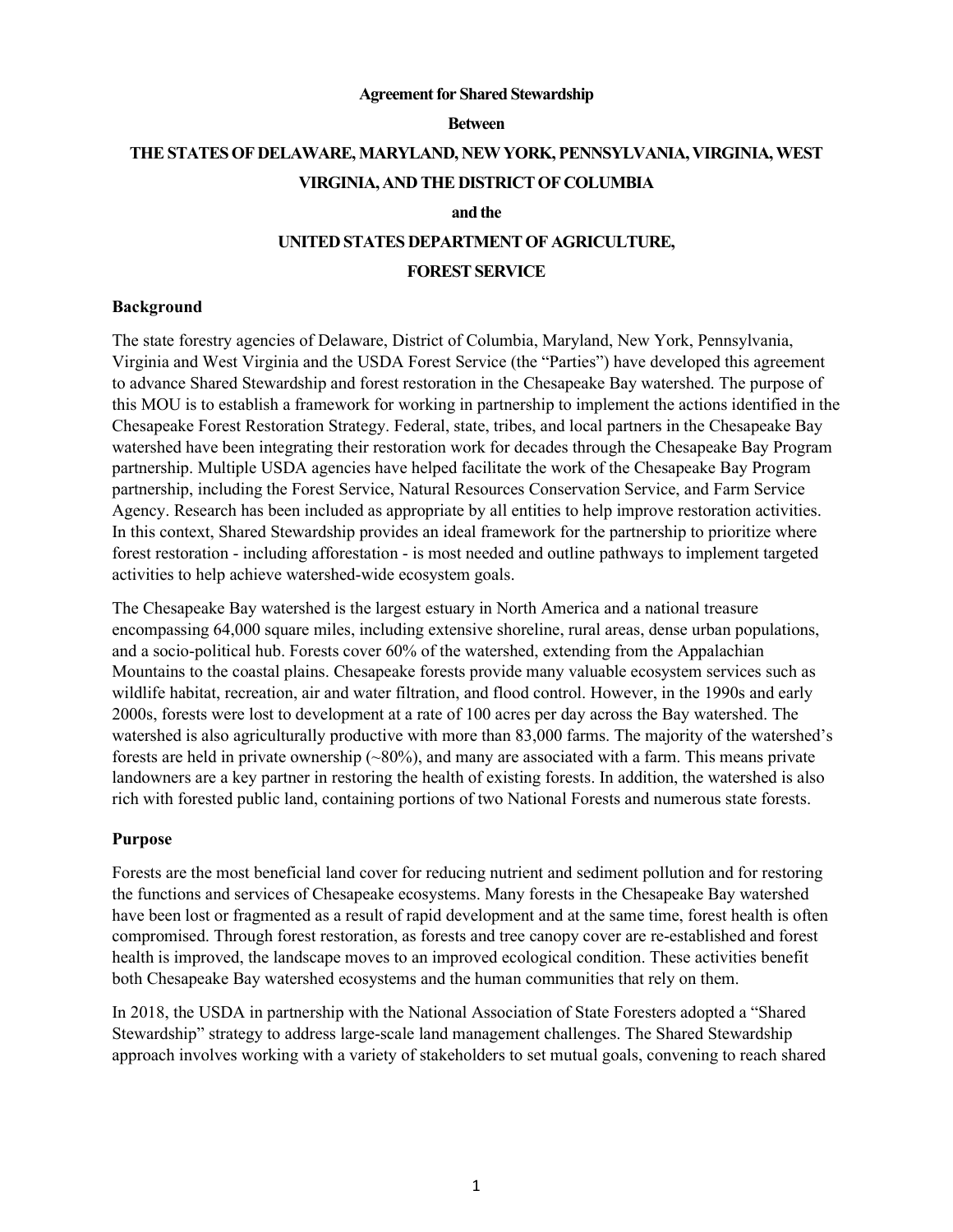**Agreement for Shared Stewardship**

**Between**

**THE STATES OF DELAWARE, MARYLAND, NEW YORK, PENNSYLVANIA, VIRGINIA, WEST VIRGINIA, AND THE DISTRICT OF COLUMBIA**

**and the**

**UNITED STATES DEPARTMENT OF AGRICULTURE, FOREST SERVICE**

## Background

The state forestry agencies of Delaware, District of Columbia, Maryland, New York, Pennsylvania, Virginia and West Virginia and the USDA Forest Service (the "Parties") have developed this agreement to advance Shared Stewardship and forest restoration in the Chesapeake Bay watershed. The purpose of this MOU is to establish a framework for working in partnership to implement the actions identified in the Chesapeake Forest Restoration Strategy. Federal, state, tribes, and local partners in the Chesapeake Bay watershed have been integrating their restoration work for decades through the Chesapeake Bay Program partnership. Multiple USDA agencies have helped facilitate the work of the Chesapeake Bay Program partnership, including the Forest Service, Natural Resources Conservation Service, and Farm Service Agency. Research has been included as appropriate by all entities to help improve restoration activities. In this context, Shared Stewardship provides an ideal framework for the partnership to prioritize where forest restoration - including afforestation - is most needed and outline pathways to implement targeted activities to help achieve watershed-wide ecosystem goals.

The Chesapeake Bay watershed is the largest estuary in North America and a national treasure encompassing 64,000 square miles, including extensive shoreline, rural areas, dense urban populations, and a socio-political hub. Forests cover 60% of the watershed, extending from the Appalachian Mountains to the coastal plains. Chesapeake forests provide many valuable ecosystem services such as wildlife habitat, recreation, air and water filtration, and flood control. However, in the 1990s and early 2000s, forests were lost to development at a rate of 100 acres per day across the Bay watershed. The watershed is also agriculturally productive with more than 83,000 farms. The majority of the watershed's forests are held in private ownership (~80%), and many are associated with a farm. This means private landowners are a key partner in restoring the health of existing forests. In addition, the watershed is also rich with forested public land, containing portions of two National Forests and numerous state forests.

## Purpose

Forests are the most beneficial land cover for reducing nutrient and sediment pollution and for restoring the functions and services of Chesapeake ecosystems. Many forests in the Chesapeake Bay watershed have been lost or fragmented as a result of rapid development and at the same time, forest health is often compromised. Through forest restoration, as forests and tree canopy cover are re-established and forest health is improved, the landscape moves to an improved ecological condition. These activities benefit both Chesapeake Bay watershed ecosystems and the human communities that rely on them.

In 2018, the USDA in partnership with the National Association of State Foresters adopted a "Shared Stewardship" strategy to address large-scale land management challenges. The Shared Stewardship approach involves working with a variety of stakeholders to set mutual goals, convening to reach shared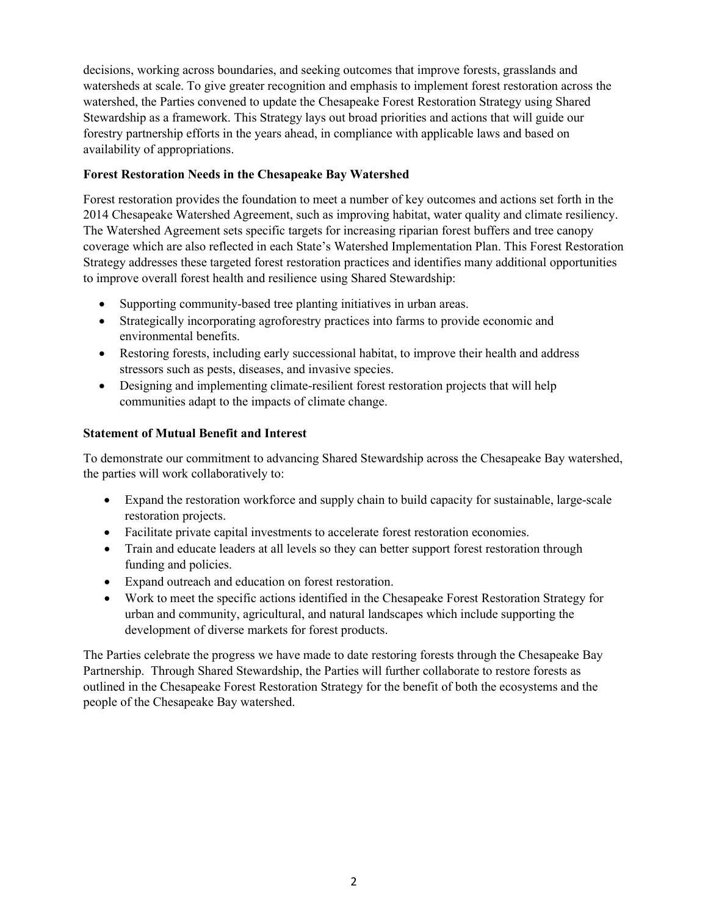decisions, working across boundaries, and seeking outcomes that improve forests, grasslands and watersheds at scale. To give greater recognition and emphasis to implement forest restoration across the watershed, the Parties convened to update the Chesapeake Forest Restoration Strategy using Shared Stewardship as a framework. This Strategy lays out broad priorities and actions that will guide our forestry partnership efforts in the years ahead, in compliance with applicable laws and based on availability of appropriations.

**Forest Restoration Needs in the Chesapeake Bay Watershed**

Forest restoration provides the foundation to meet a number of key outcomes and actions set forth in the 2014 Chesapeake Watershed Agreement, such as improving habitat, water quality and climate resiliency. The Watershed Agreement sets specific targets for increasing riparian forest buffers and tree canopy coverage which are also reflected in each State's Watershed Implementation Plan. This Forest Restoration Strategy addresses these targeted forest restoration practices and identifies many additional opportunities to improve overall forest health and resilience using Shared Stewardship:

- Supporting community-based tree planting initiatives in urban areas.
- Strategically incorporating agroforestry practices into farms to provide economic and environmental benefits.
- Restoring forests, including early successional habitat, to improve their health and address stressors such as pests, diseases, and invasive species.
- Designing and implementing climate-resilient forest restoration projects that will help communities adapt to the impacts of climate change.

**Statement of Mutual Benefit and Interest**

To demonstrate our commitment to advancing Shared Stewardship across the Chesapeake Bay watershed, the parties will work collaboratively to:

- Expand the restoration workforce and supply chain to build capacity for sustainable, large-scale restoration projects.
- Facilitate private capital investments to accelerate forest restoration economies.
- Train and educate leaders at all levels so they can better support forest restoration through funding and policies.
- Expand outreach and education on forest restoration.
- Work to meet the specific actions identified in the Chesapeake Forest Restoration Strategy for urban and community, agricultural, and natural landscapes which include supporting the development of diverse markets for forest products.

The Parties celebrate the progress we have made to date restoring forests through the Chesapeake Bay Partnership. Through Shared Stewardship, the Parties will further collaborate to restore forests as outlined in the Chesapeake Forest Restoration Strategy for the benefit of both the ecosystems and the people of the Chesapeake Bay watershed.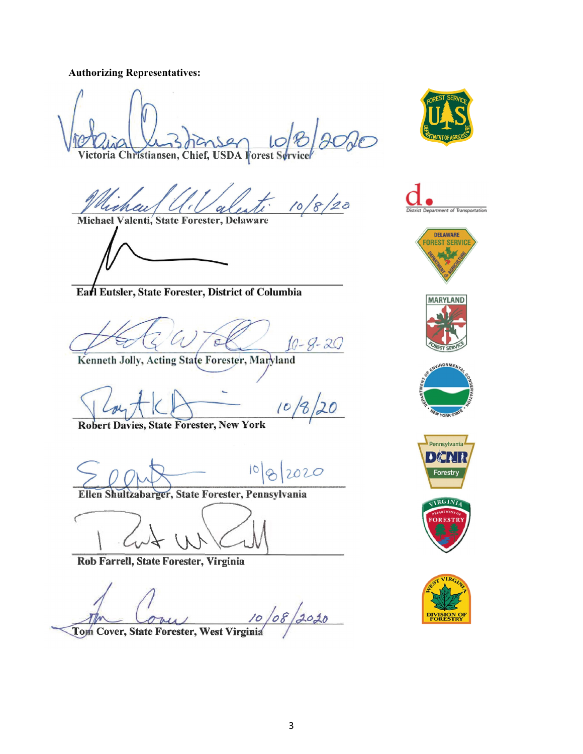**Authorizing Representatives:**

10/8/2020
Victoria Christiansen, Chief, USDA Forest Service

10/8/20
Michael Valenti, State Forester, Delaware

Earl Eutsler, State Forester, District of Columbia

10-8-20
Kenneth Jolly, Acting State Forester, Maryland

10/8/20
Robert Davies, State Forester, New York

10/8/2020
Ellen Shultzabarger, State Forester, Pennsylvania

Rob Farrell, State Forester, Virginia

10/08/2020
Tom Cover, State Forester, West Virginia